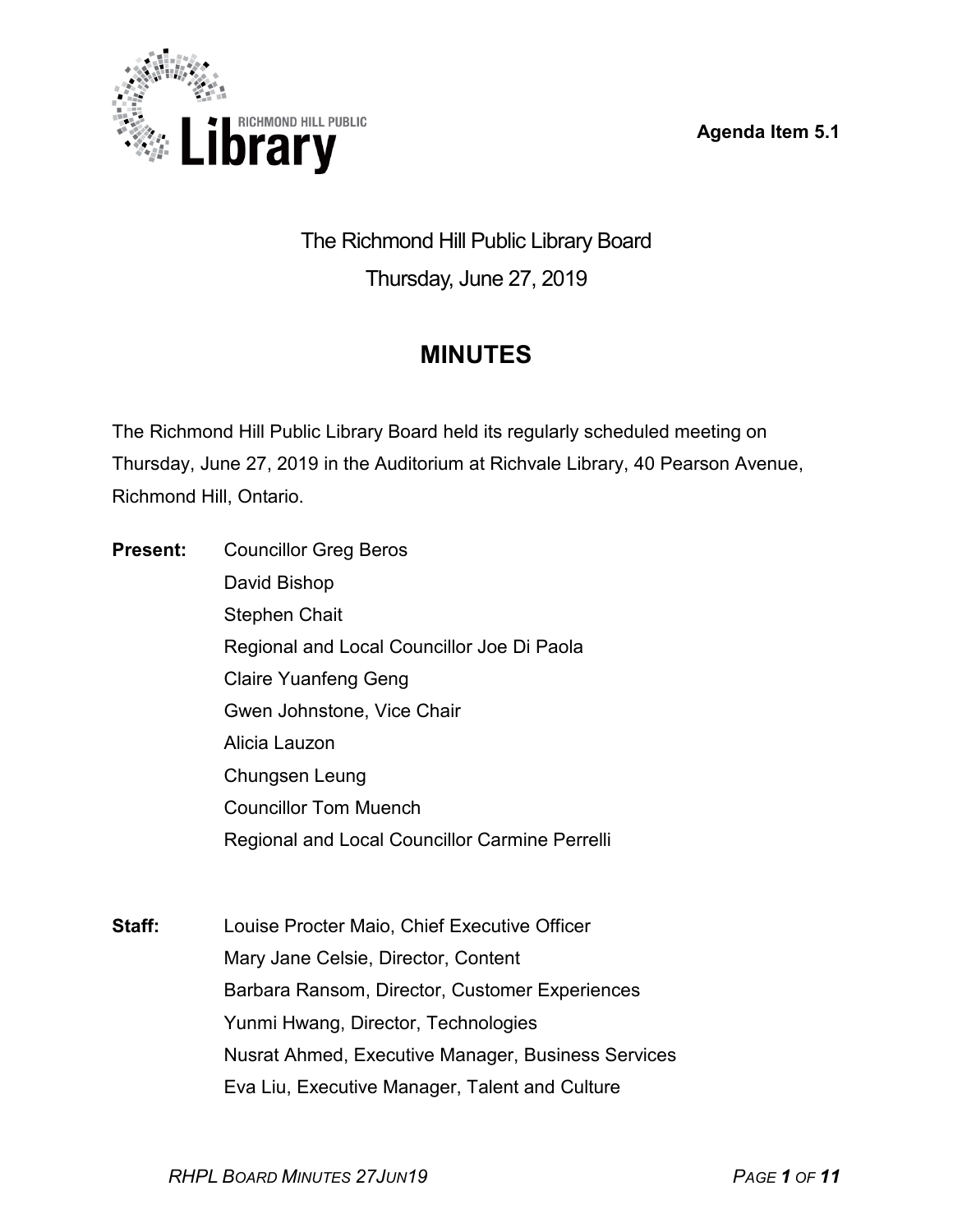Agenda Item 5.1

# The Richmond Hill Public Library Board

Thursday, June 27, 2019

## MINUTES

The Richmond Hill Public Library Board held its regularly scheduled meeting on Thursday, June 27, 2019 in the Auditorium at Richvale Library, 40 Pearson Avenue, Richmond Hill, Ontario.

**Present:**
- Councillor Greg Beros
- David Bishop
- Stephen Chait
- Regional and Local Councillor Joe Di Paola
- Claire Yuanfeng Geng
- Gwen Johnstone, Vice Chair
- Alicia Lauzon
- Chungsen Leung
- Councillor Tom Muench
- Regional and Local Councillor Carmine Perrelli

**Staff:**
- Louise Procter Maio, Chief Executive Officer
- Mary Jane Celsie, Director, Content
- Barbara Ransom, Director, Customer Experiences
- Yunmi Hwang, Director, Technologies
- Nusrat Ahmed, Executive Manager, Business Services
- Eva Liu, Executive Manager, Talent and Culture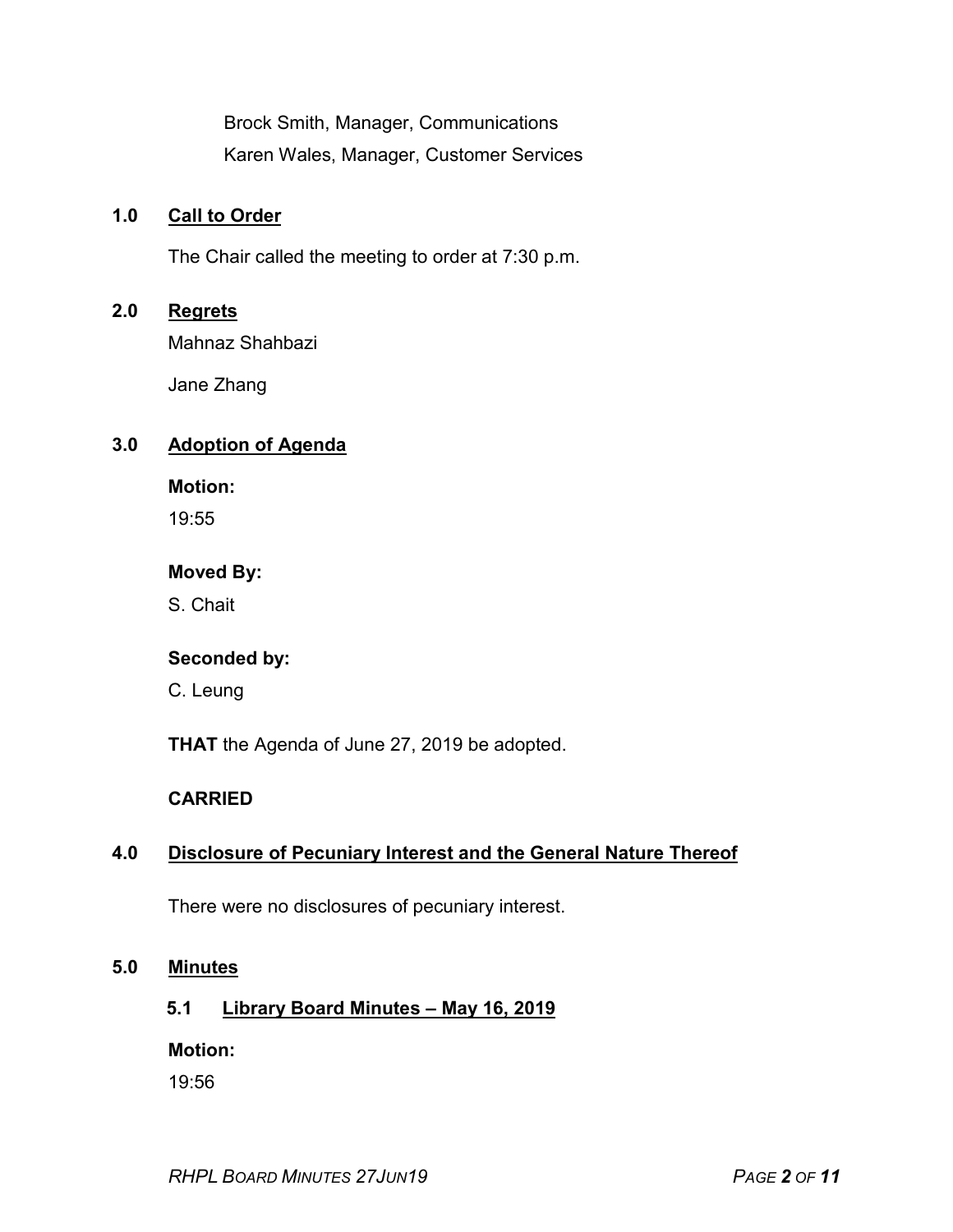Brock Smith, Manager, Communications

Karen Wales, Manager, Customer Services

## 1.0 Call to Order

The Chair called the meeting to order at 7:30 p.m.

## 2.0 Regrets

Mahnaz Shahbazi

Jane Zhang

## 3.0 Adoption of Agenda

**Motion:**

19:55

**Moved By:**

S. Chait

**Seconded by:**

C. Leung

**THAT** the Agenda of June 27, 2019 be adopted.

**CARRIED**

## 4.0 Disclosure of Pecuniary Interest and the General Nature Thereof

There were no disclosures of pecuniary interest.

## 5.0 Minutes

### 5.1 Library Board Minutes – May 16, 2019

**Motion:**

19:56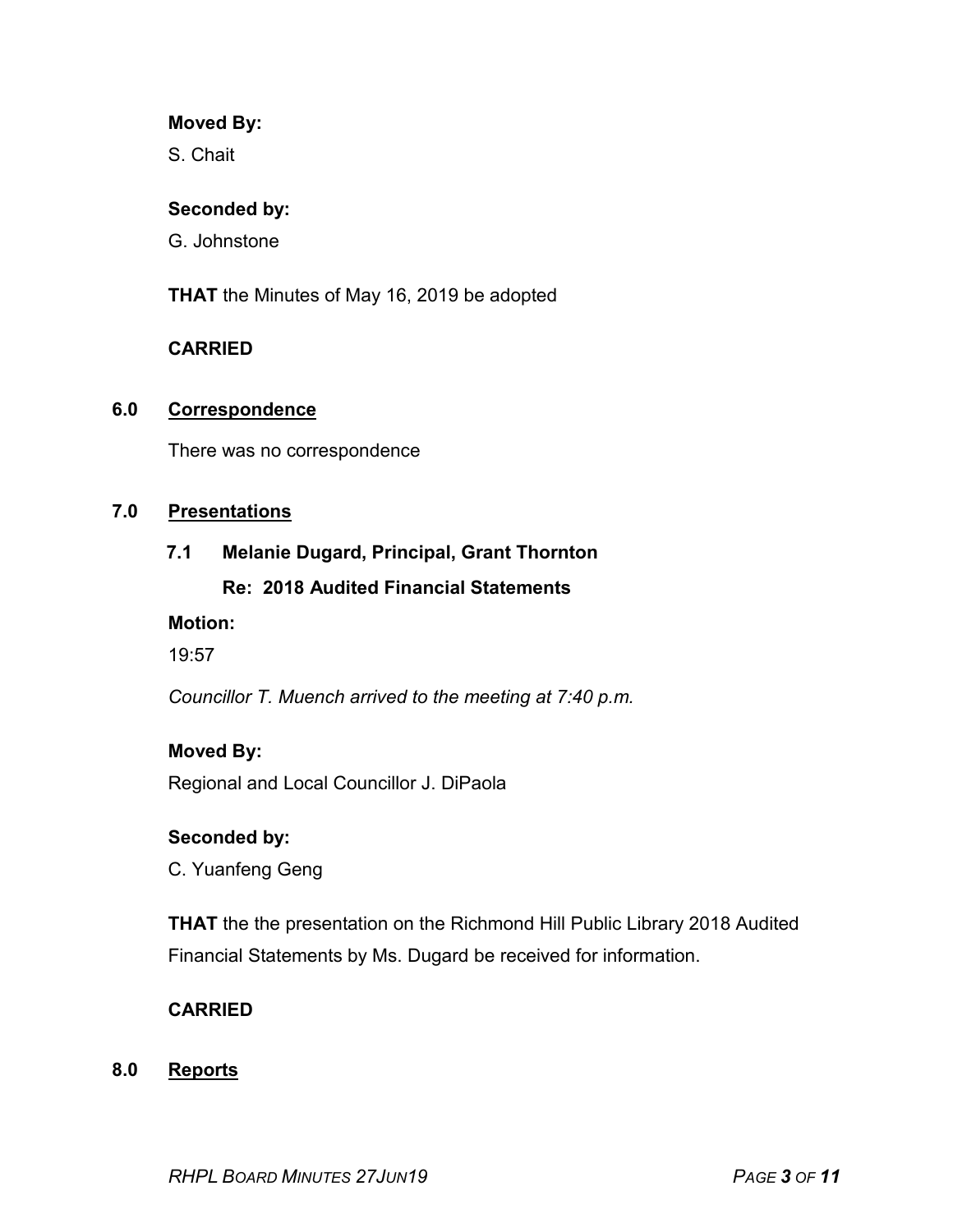**Moved By:**

S. Chait

**Seconded by:**

G. Johnstone

**THAT** the Minutes of May 16, 2019 be adopted

**CARRIED**

## 6.0 Correspondence

There was no correspondence

## 7.0 Presentations

### 7.1 Melanie Dugard, Principal, Grant Thornton

### Re: 2018 Audited Financial Statements

**Motion:**

19:57

*Councillor T. Muench arrived to the meeting at 7:40 p.m.*

**Moved By:**

Regional and Local Councillor J. DiPaola

**Seconded by:**

C. Yuanfeng Geng

**THAT** the the presentation on the Richmond Hill Public Library 2018 Audited Financial Statements by Ms. Dugard be received for information.

**CARRIED**

## 8.0 Reports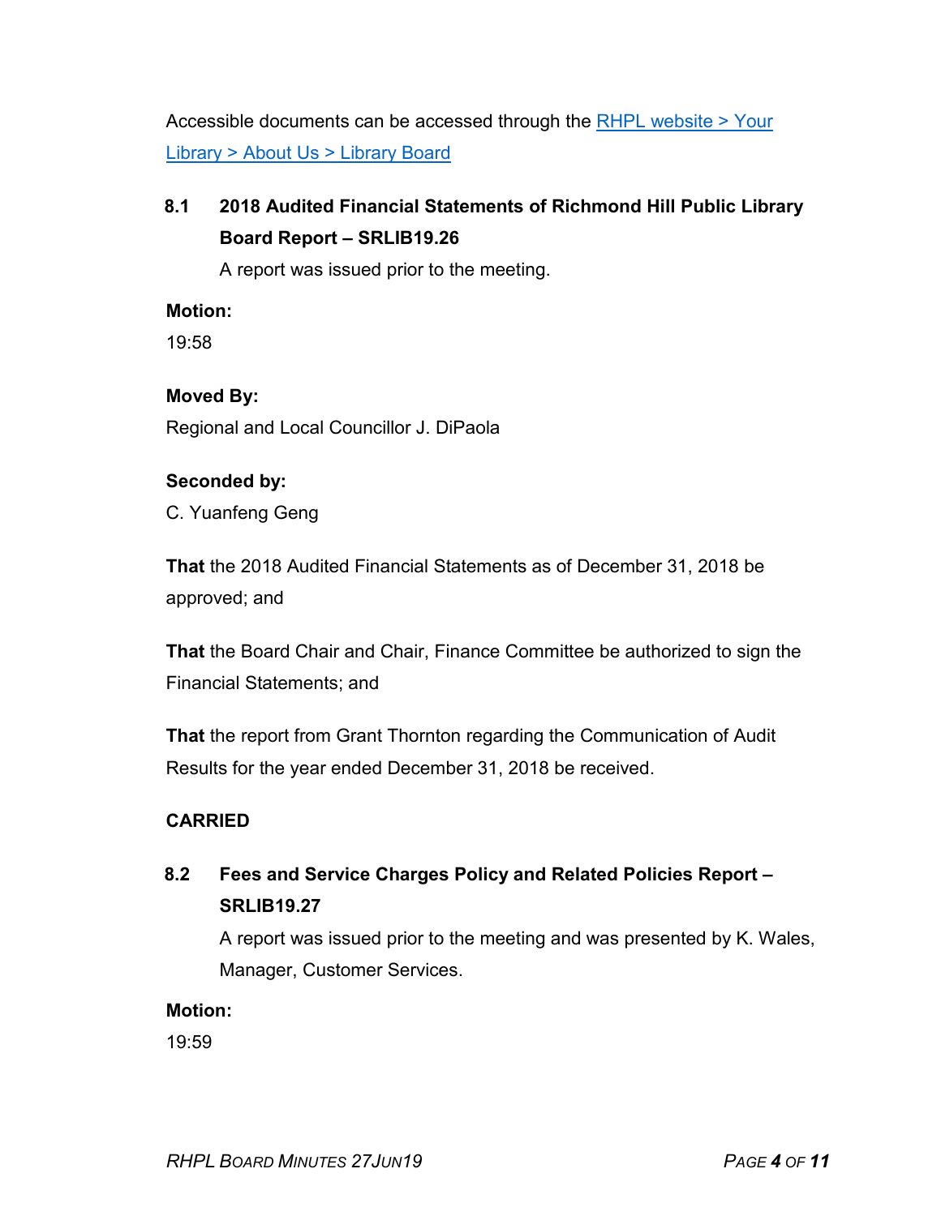Accessible documents can be accessed through the [RHPL website > Your Library > About Us > Library Board]

### 8.1 2018 Audited Financial Statements of Richmond Hill Public Library Board Report – SRLIB19.26

A report was issued prior to the meeting.

**Motion:**
19:58

**Moved By:**
Regional and Local Councillor J. DiPaola

**Seconded by:**
C. Yuanfeng Geng

**That** the 2018 Audited Financial Statements as of December 31, 2018 be approved; and

**That** the Board Chair and Chair, Finance Committee be authorized to sign the Financial Statements; and

**That** the report from Grant Thornton regarding the Communication of Audit Results for the year ended December 31, 2018 be received.

**CARRIED**

### 8.2 Fees and Service Charges Policy and Related Policies Report – SRLIB19.27

A report was issued prior to the meeting and was presented by K. Wales, Manager, Customer Services.

**Motion:**
19:59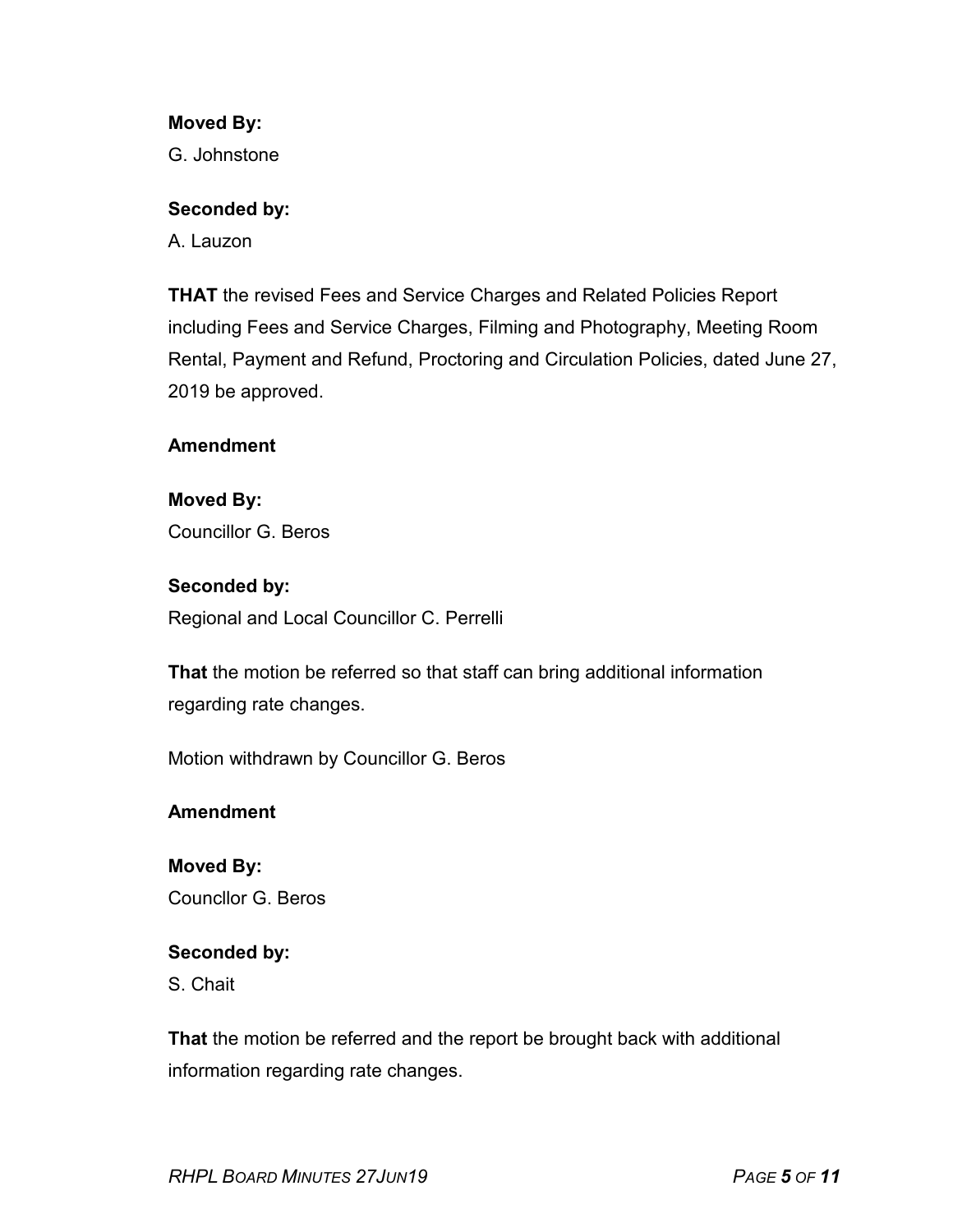**Moved By:**

G. Johnstone

**Seconded by:**

A. Lauzon

**THAT** the revised Fees and Service Charges and Related Policies Report including Fees and Service Charges, Filming and Photography, Meeting Room Rental, Payment and Refund, Proctoring and Circulation Policies, dated June 27, 2019 be approved.

**Amendment**

**Moved By:**

Councillor G. Beros

**Seconded by:**

Regional and Local Councillor C. Perrelli

**That** the motion be referred so that staff can bring additional information regarding rate changes.

Motion withdrawn by Councillor G. Beros

**Amendment**

**Moved By:**

Councllor G. Beros

**Seconded by:**

S. Chait

**That** the motion be referred and the report be brought back with additional information regarding rate changes.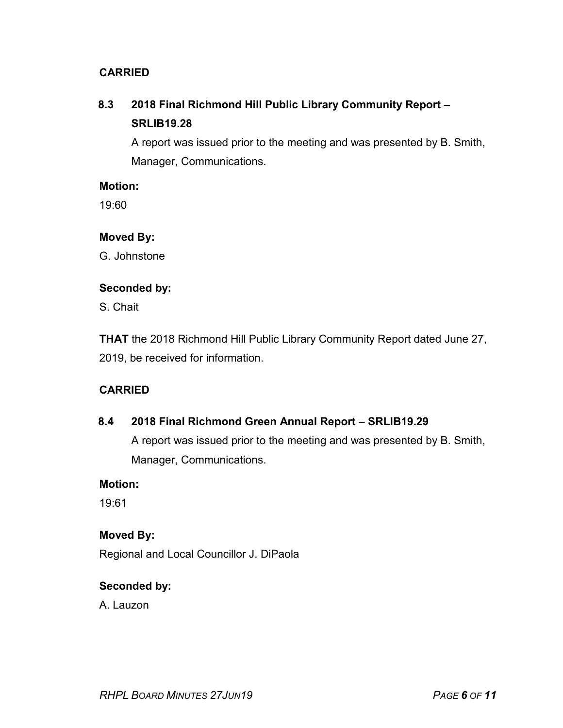**CARRIED**

### 8.3 2018 Final Richmond Hill Public Library Community Report – SRLIB19.28

A report was issued prior to the meeting and was presented by B. Smith, Manager, Communications.

**Motion:**

19:60

**Moved By:**

G. Johnstone

**Seconded by:**

S. Chait

**THAT** the 2018 Richmond Hill Public Library Community Report dated June 27, 2019, be received for information.

**CARRIED**

### 8.4 2018 Final Richmond Green Annual Report – SRLIB19.29

A report was issued prior to the meeting and was presented by B. Smith, Manager, Communications.

**Motion:**

19:61

**Moved By:**

Regional and Local Councillor J. DiPaola

**Seconded by:**

A. Lauzon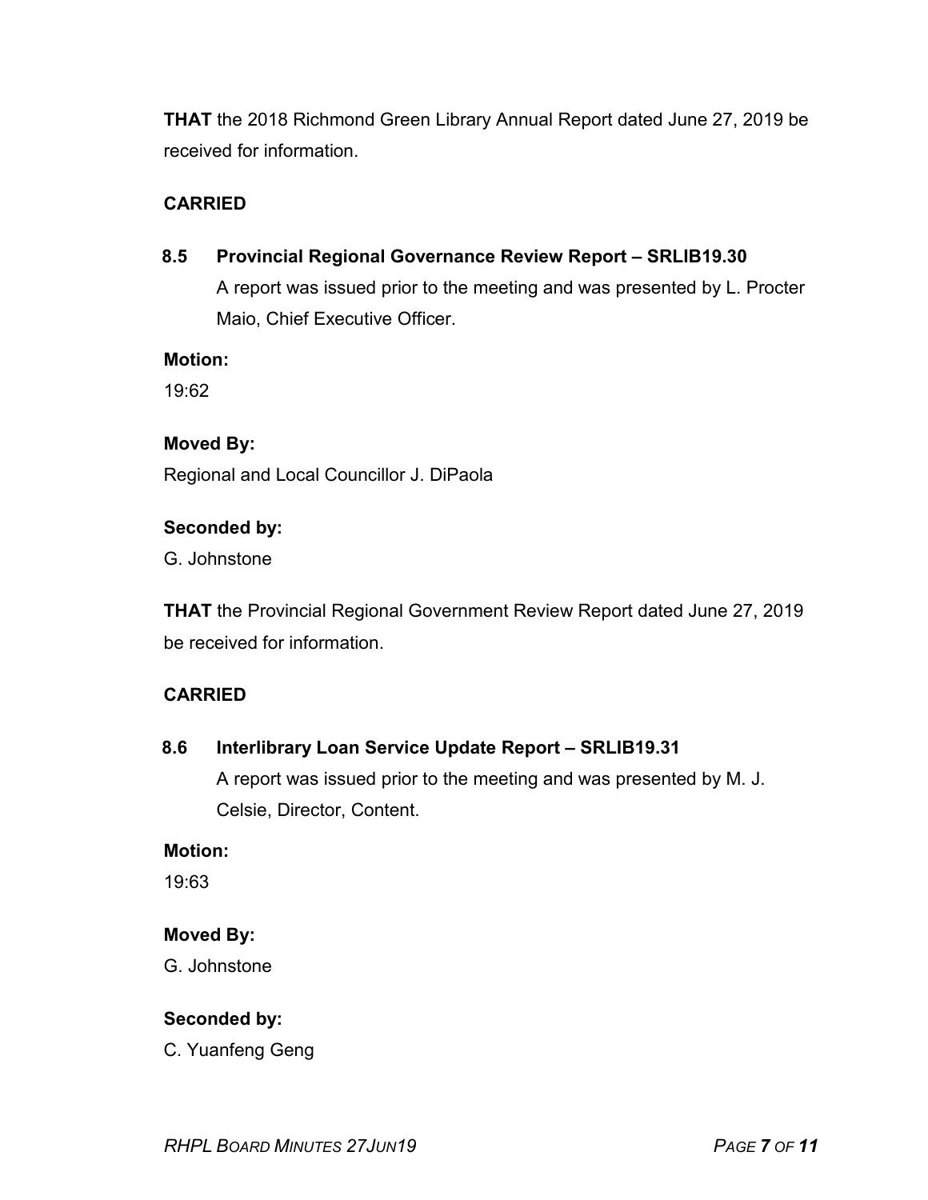**THAT** the 2018 Richmond Green Library Annual Report dated June 27, 2019 be received for information.

**CARRIED**

### 8.5 Provincial Regional Governance Review Report – SRLIB19.30

A report was issued prior to the meeting and was presented by L. Procter Maio, Chief Executive Officer.

**Motion:**

19:62

**Moved By:**

Regional and Local Councillor J. DiPaola

**Seconded by:**

G. Johnstone

**THAT** the Provincial Regional Government Review Report dated June 27, 2019 be received for information.

**CARRIED**

### 8.6 Interlibrary Loan Service Update Report – SRLIB19.31

A report was issued prior to the meeting and was presented by M. J. Celsie, Director, Content.

**Motion:**

19:63

**Moved By:**

G. Johnstone

**Seconded by:**

C. Yuanfeng Geng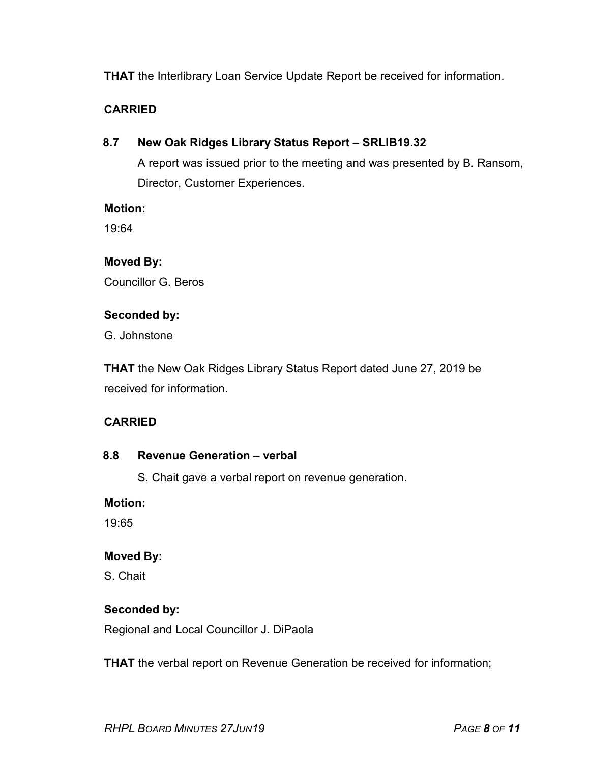**THAT** the Interlibrary Loan Service Update Report be received for information.

**CARRIED**

### 8.7 New Oak Ridges Library Status Report – SRLIB19.32

A report was issued prior to the meeting and was presented by B. Ransom, Director, Customer Experiences.

**Motion:**

19:64

**Moved By:**

Councillor G. Beros

**Seconded by:**

G. Johnstone

**THAT** the New Oak Ridges Library Status Report dated June 27, 2019 be received for information.

**CARRIED**

### 8.8 Revenue Generation – verbal

S. Chait gave a verbal report on revenue generation.

**Motion:**

19:65

**Moved By:**

S. Chait

**Seconded by:**

Regional and Local Councillor J. DiPaola

**THAT** the verbal report on Revenue Generation be received for information;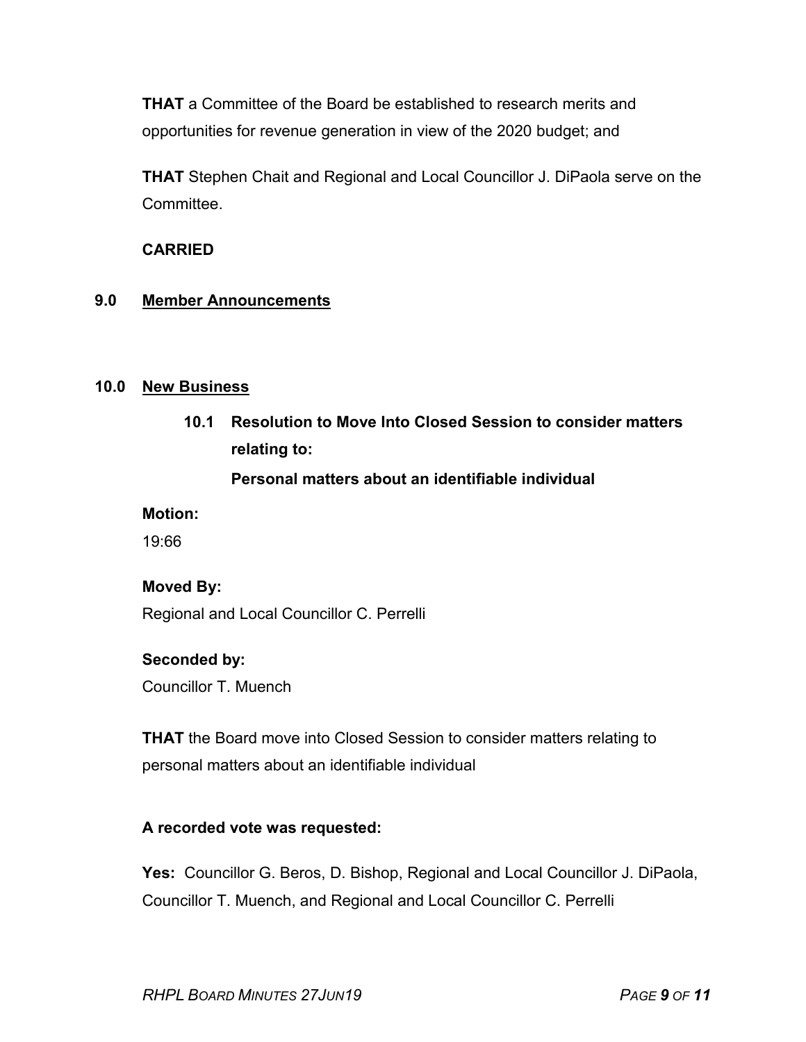**THAT** a Committee of the Board be established to research merits and opportunities for revenue generation in view of the 2020 budget; and

**THAT** Stephen Chait and Regional and Local Councillor J. DiPaola serve on the Committee.

**CARRIED**

## 9.0 Member Announcements

## 10.0 New Business

### 10.1 Resolution to Move Into Closed Session to consider matters relating to: Personal matters about an identifiable individual

**Motion:**

19:66

**Moved By:**

Regional and Local Councillor C. Perrelli

**Seconded by:**

Councillor T. Muench

**THAT** the Board move into Closed Session to consider matters relating to personal matters about an identifiable individual

**A recorded vote was requested:**

**Yes:** Councillor G. Beros, D. Bishop, Regional and Local Councillor J. DiPaola, Councillor T. Muench, and Regional and Local Councillor C. Perrelli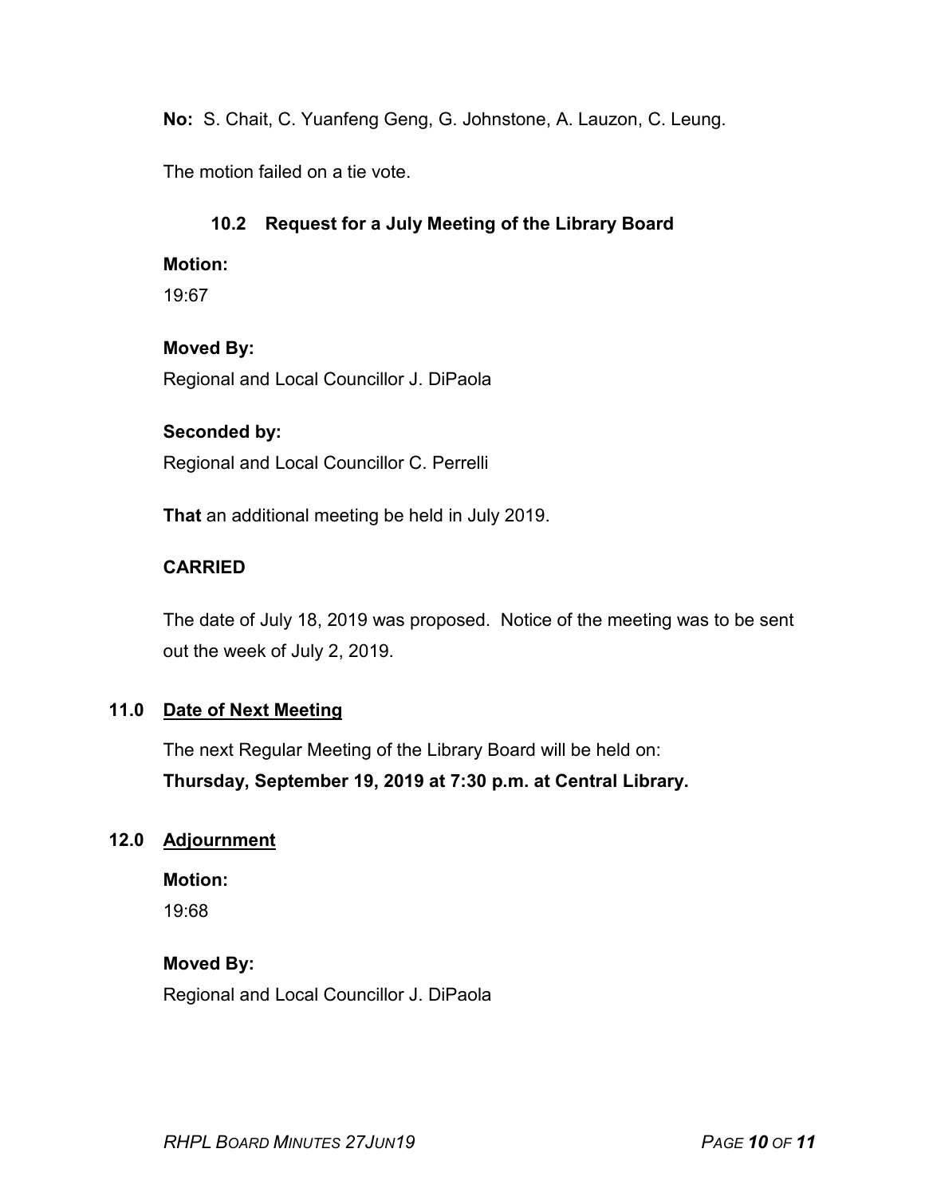**No:** S. Chait, C. Yuanfeng Geng, G. Johnstone, A. Lauzon, C. Leung.

The motion failed on a tie vote.

### 10.2 Request for a July Meeting of the Library Board

**Motion:**

19:67

**Moved By:**

Regional and Local Councillor J. DiPaola

**Seconded by:**

Regional and Local Councillor C. Perrelli

**That** an additional meeting be held in July 2019.

**CARRIED**

The date of July 18, 2019 was proposed. Notice of the meeting was to be sent out the week of July 2, 2019.

## 11.0 Date of Next Meeting

The next Regular Meeting of the Library Board will be held on:
**Thursday, September 19, 2019 at 7:30 p.m. at Central Library.**

## 12.0 Adjournment

**Motion:**

19:68

**Moved By:**

Regional and Local Councillor J. DiPaola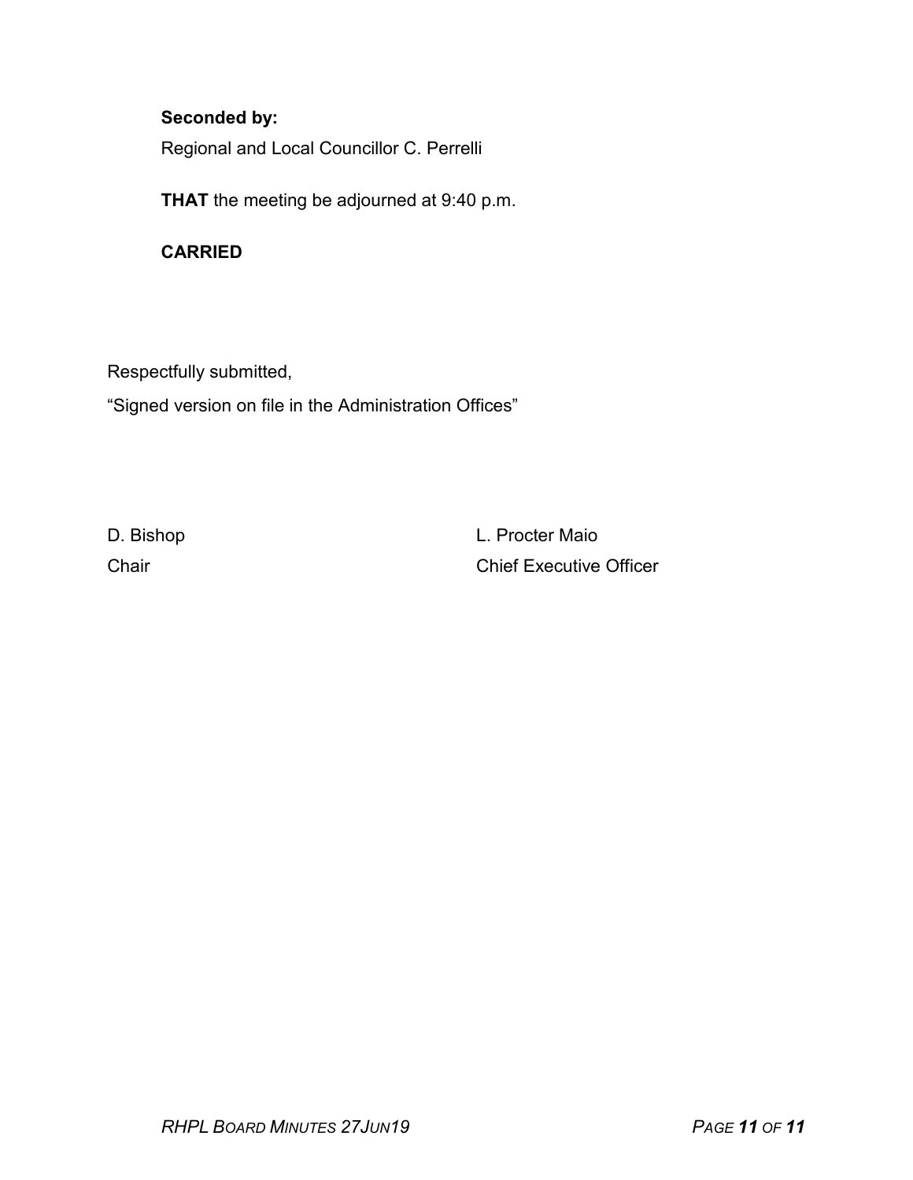**Seconded by:**

Regional and Local Councillor C. Perrelli

**THAT** the meeting be adjourned at 9:40 p.m.

**CARRIED**

Respectfully submitted,

“Signed version on file in the Administration Offices”

| | |
|---|---|
| D. Bishop | L. Procter Maio |
| Chair | Chief Executive Officer |